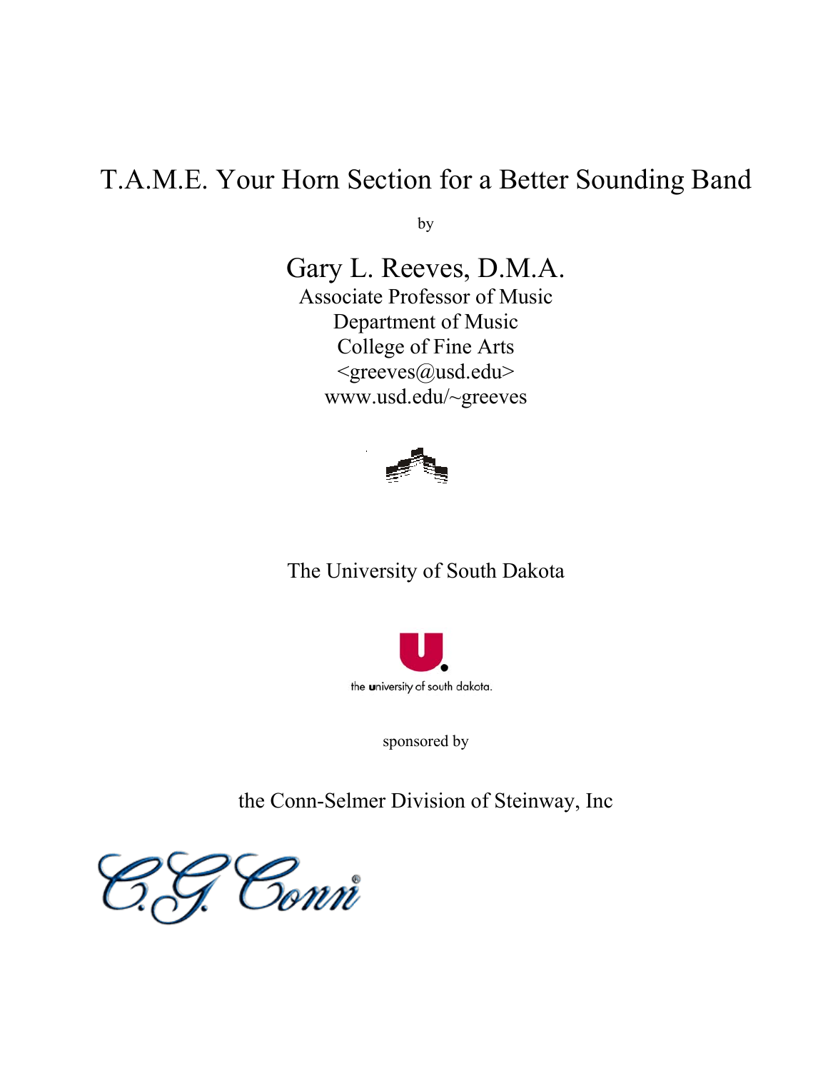# T.A.M.E. Your Horn Section for a Better Sounding Band

by

Gary L. Reeves, D.M.A.
Associate Professor of Music
Department of Music
College of Fine Arts
<greeves@usd.edu>
www.usd.edu/~greeves

The University of South Dakota

the university of south dakota.

sponsored by

the Conn-Selmer Division of Steinway, Inc

C.G. Conn®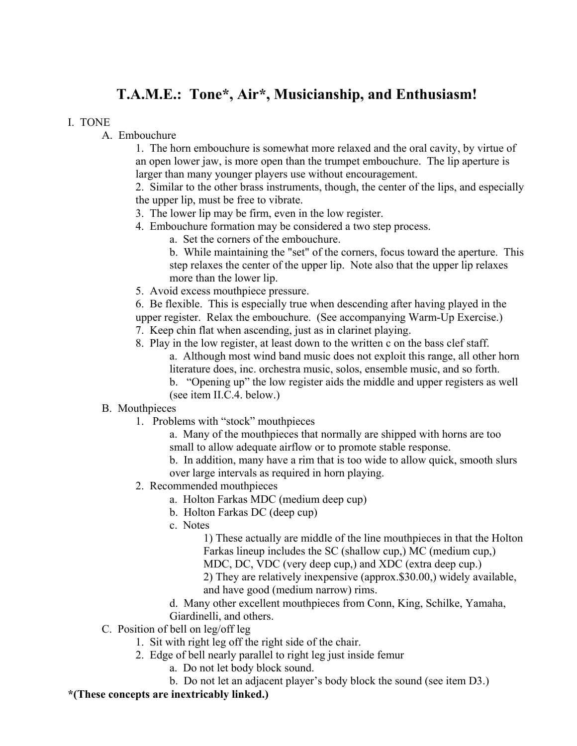# T.A.M.E.: Tone*, Air*, Musicianship, and Enthusiasm!

I. TONE

- A. Embouchure
  1. The horn embouchure is somewhat more relaxed and the oral cavity, by virtue of an open lower jaw, is more open than the trumpet embouchure. The lip aperture is larger than many younger players use without encouragement.
  2. Similar to the other brass instruments, though, the center of the lips, and especially the upper lip, must be free to vibrate.
  3. The lower lip may be firm, even in the low register.
  4. Embouchure formation may be considered a two step process.
     - a. Set the corners of the embouchure.
     - b. While maintaining the "set" of the corners, focus toward the aperture. This step relaxes the center of the upper lip. Note also that the upper lip relaxes more than the lower lip.
  5. Avoid excess mouthpiece pressure.
  6. Be flexible. This is especially true when descending after having played in the upper register. Relax the embouchure. (See accompanying Warm-Up Exercise.)
  7. Keep chin flat when ascending, just as in clarinet playing.
  8. Play in the low register, at least down to the written c on the bass clef staff.
     - a. Although most wind band music does not exploit this range, all other horn literature does, inc. orchestra music, solos, ensemble music, and so forth.
     - b. "Opening up" the low register aids the middle and upper registers as well (see item II.C.4. below.)
- B. Mouthpieces
  1. Problems with "stock" mouthpieces
     - a. Many of the mouthpieces that normally are shipped with horns are too small to allow adequate airflow or to promote stable response.
     - b. In addition, many have a rim that is too wide to allow quick, smooth slurs over large intervals as required in horn playing.
  2. Recommended mouthpieces
     - a. Holton Farkas MDC (medium deep cup)
     - b. Holton Farkas DC (deep cup)
     - c. Notes
       - 1) These actually are middle of the line mouthpieces in that the Holton Farkas lineup includes the SC (shallow cup,) MC (medium cup,) MDC, DC, VDC (very deep cup,) and XDC (extra deep cup.)
       - 2) They are relatively inexpensive (approx.$30.00,) widely available, and have good (medium narrow) rims.
     - d. Many other excellent mouthpieces from Conn, King, Schilke, Yamaha, Giardinelli, and others.
- C. Position of bell on leg/off leg
  1. Sit with right leg off the right side of the chair.
  2. Edge of bell nearly parallel to right leg just inside femur
     - a. Do not let body block sound.
     - b. Do not let an adjacent player's body block the sound (see item D3.)

**\*(These concepts are inextricably linked.)**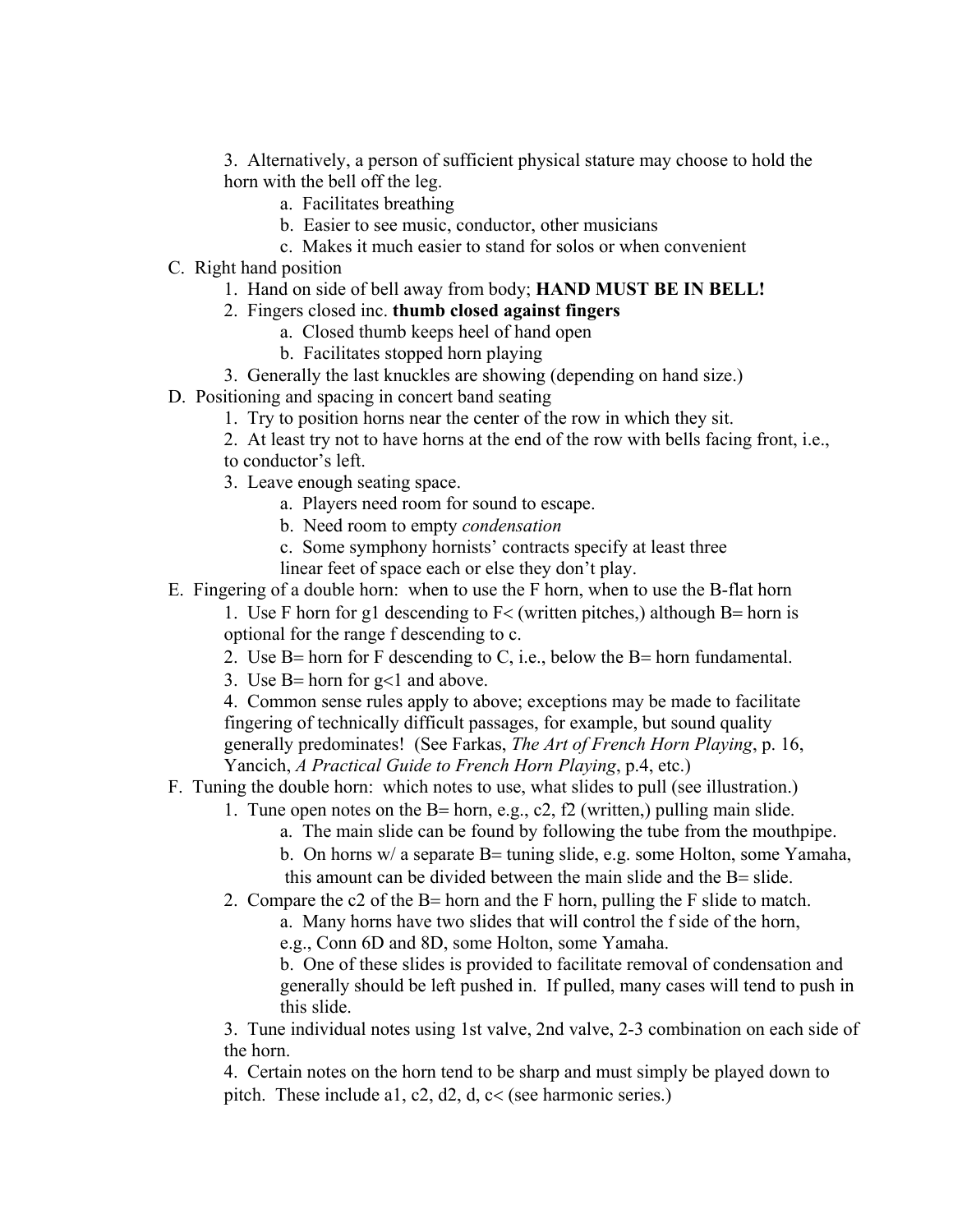3. Alternatively, a person of sufficient physical stature may choose to hold the horn with the bell off the leg.
   a. Facilitates breathing
   b. Easier to see music, conductor, other musicians
   c. Makes it much easier to stand for solos or when convenient

C. Right hand position
1. Hand on side of bell away from body; **HAND MUST BE IN BELL!**
2. Fingers closed inc. **thumb closed against fingers**
   a. Closed thumb keeps heel of hand open
   b. Facilitates stopped horn playing
3. Generally the last knuckles are showing (depending on hand size.)

D. Positioning and spacing in concert band seating
1. Try to position horns near the center of the row in which they sit.
2. At least try not to have horns at the end of the row with bells facing front, i.e., to conductor's left.
3. Leave enough seating space.
   a. Players need room for sound to escape.
   b. Need room to empty *condensation*
   c. Some symphony hornists' contracts specify at least three linear feet of space each or else they don't play.

E. Fingering of a double horn: when to use the F horn, when to use the B-flat horn
1. Use F horn for g1 descending to F< (written pitches,) although B= horn is optional for the range f descending to c.
2. Use B= horn for F descending to C, i.e., below the B= horn fundamental.
3. Use B= horn for g<1 and above.
4. Common sense rules apply to above; exceptions may be made to facilitate fingering of technically difficult passages, for example, but sound quality generally predominates! (See Farkas, *The Art of French Horn Playing*, p. 16, Yancich, *A Practical Guide to French Horn Playing*, p.4, etc.)

F. Tuning the double horn: which notes to use, what slides to pull (see illustration.)
1. Tune open notes on the B= horn, e.g., c2, f2 (written,) pulling main slide.
   a. The main slide can be found by following the tube from the mouthpipe.
   b. On horns w/ a separate B= tuning slide, e.g. some Holton, some Yamaha, this amount can be divided between the main slide and the B= slide.
2. Compare the c2 of the B= horn and the F horn, pulling the F slide to match.
   a. Many horns have two slides that will control the f side of the horn, e.g., Conn 6D and 8D, some Holton, some Yamaha.
   b. One of these slides is provided to facilitate removal of condensation and generally should be left pushed in. If pulled, many cases will tend to push in this slide.
3. Tune individual notes using 1st valve, 2nd valve, 2-3 combination on each side of the horn.
4. Certain notes on the horn tend to be sharp and must simply be played down to pitch. These include a1, c2, d2, d, c< (see harmonic series.)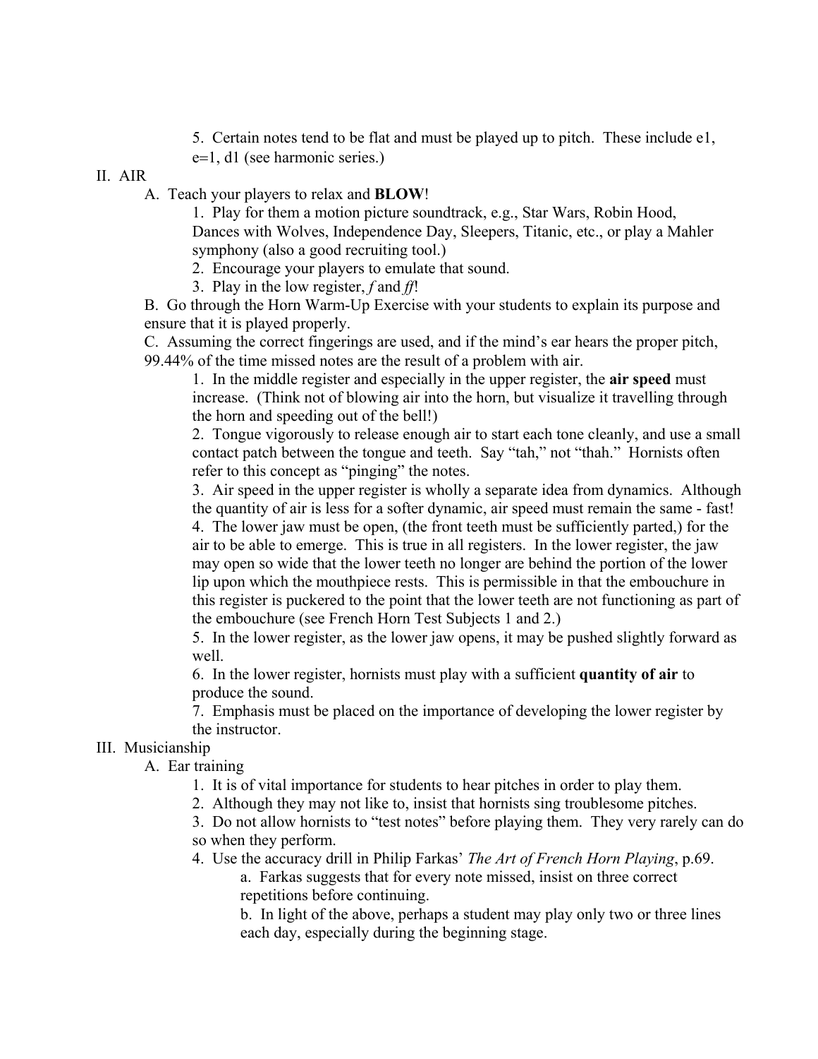5. Certain notes tend to be flat and must be played up to pitch. These include e1, e=1, d1 (see harmonic series.)

II. AIR

A. Teach your players to relax and **BLOW**!

1. Play for them a motion picture soundtrack, e.g., Star Wars, Robin Hood, Dances with Wolves, Independence Day, Sleepers, Titanic, etc., or play a Mahler symphony (also a good recruiting tool.)
2. Encourage your players to emulate that sound.
3. Play in the low register, *f* and *ff*!

B. Go through the Horn Warm-Up Exercise with your students to explain its purpose and ensure that it is played properly.

C. Assuming the correct fingerings are used, and if the mind's ear hears the proper pitch, 99.44% of the time missed notes are the result of a problem with air.

1. In the middle register and especially in the upper register, the **air speed** must increase. (Think not of blowing air into the horn, but visualize it travelling through the horn and speeding out of the bell!)
2. Tongue vigorously to release enough air to start each tone cleanly, and use a small contact patch between the tongue and teeth. Say "tah," not "thah." Hornists often refer to this concept as "pinging" the notes.
3. Air speed in the upper register is wholly a separate idea from dynamics. Although the quantity of air is less for a softer dynamic, air speed must remain the same - fast!
4. The lower jaw must be open, (the front teeth must be sufficiently parted,) for the air to be able to emerge. This is true in all registers. In the lower register, the jaw may open so wide that the lower teeth no longer are behind the portion of the lower lip upon which the mouthpiece rests. This is permissible in that the embouchure in this register is puckered to the point that the lower teeth are not functioning as part of the embouchure (see French Horn Test Subjects 1 and 2.)
5. In the lower register, as the lower jaw opens, it may be pushed slightly forward as well.
6. In the lower register, hornists must play with a sufficient **quantity of air** to produce the sound.
7. Emphasis must be placed on the importance of developing the lower register by the instructor.

III. Musicianship

A. Ear training

1. It is of vital importance for students to hear pitches in order to play them.
2. Although they may not like to, insist that hornists sing troublesome pitches.
3. Do not allow hornists to "test notes" before playing them. They very rarely can do so when they perform.
4. Use the accuracy drill in Philip Farkas' *The Art of French Horn Playing*, p.69.
   a. Farkas suggests that for every note missed, insist on three correct repetitions before continuing.
   b. In light of the above, perhaps a student may play only two or three lines each day, especially during the beginning stage.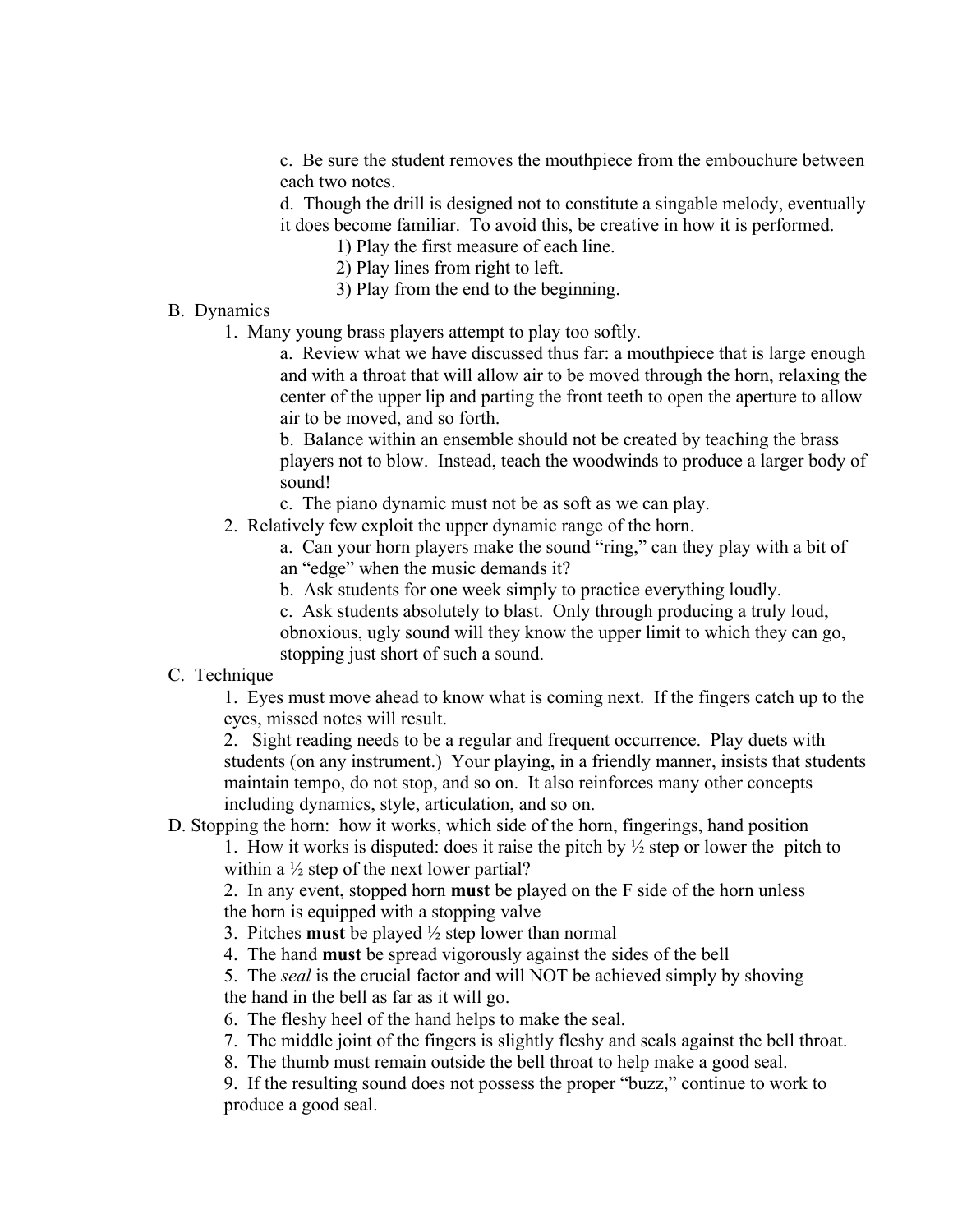c. Be sure the student removes the mouthpiece from the embouchure between each two notes.

d. Though the drill is designed not to constitute a singable melody, eventually it does become familiar. To avoid this, be creative in how it is performed.

1) Play the first measure of each line.

2) Play lines from right to left.

3) Play from the end to the beginning.

B. Dynamics

1. Many young brass players attempt to play too softly.

a. Review what we have discussed thus far: a mouthpiece that is large enough and with a throat that will allow air to be moved through the horn, relaxing the center of the upper lip and parting the front teeth to open the aperture to allow air to be moved, and so forth.

b. Balance within an ensemble should not be created by teaching the brass players not to blow. Instead, teach the woodwinds to produce a larger body of sound!

c. The piano dynamic must not be as soft as we can play.

2. Relatively few exploit the upper dynamic range of the horn.

a. Can your horn players make the sound "ring," can they play with a bit of an "edge" when the music demands it?

b. Ask students for one week simply to practice everything loudly.

c. Ask students absolutely to blast. Only through producing a truly loud, obnoxious, ugly sound will they know the upper limit to which they can go, stopping just short of such a sound.

C. Technique

1. Eyes must move ahead to know what is coming next. If the fingers catch up to the eyes, missed notes will result.

2. Sight reading needs to be a regular and frequent occurrence. Play duets with students (on any instrument.) Your playing, in a friendly manner, insists that students maintain tempo, do not stop, and so on. It also reinforces many other concepts including dynamics, style, articulation, and so on.

D. Stopping the horn: how it works, which side of the horn, fingerings, hand position

1. How it works is disputed: does it raise the pitch by ½ step or lower the pitch to within a ½ step of the next lower partial?

2. In any event, stopped horn **must** be played on the F side of the horn unless the horn is equipped with a stopping valve

3. Pitches **must** be played ½ step lower than normal

4. The hand **must** be spread vigorously against the sides of the bell

5. The *seal* is the crucial factor and will NOT be achieved simply by shoving the hand in the bell as far as it will go.

6. The fleshy heel of the hand helps to make the seal.

7. The middle joint of the fingers is slightly fleshy and seals against the bell throat.

8. The thumb must remain outside the bell throat to help make a good seal.

9. If the resulting sound does not possess the proper "buzz," continue to work to produce a good seal.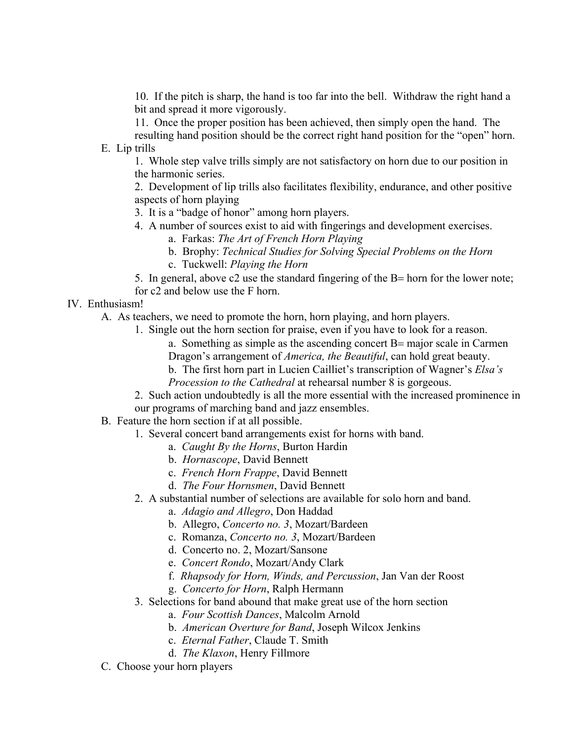10. If the pitch is sharp, the hand is too far into the bell. Withdraw the right hand a bit and spread it more vigorously.
11. Once the proper position has been achieved, then simply open the hand. The resulting hand position should be the correct right hand position for the "open" horn.

E. Lip trills
1. Whole step valve trills simply are not satisfactory on horn due to our position in the harmonic series.
2. Development of lip trills also facilitates flexibility, endurance, and other positive aspects of horn playing
3. It is a "badge of honor" among horn players.
4. A number of sources exist to aid with fingerings and development exercises.
   a. Farkas: *The Art of French Horn Playing*
   b. Brophy: *Technical Studies for Solving Special Problems on the Horn*
   c. Tuckwell: *Playing the Horn*
5. In general, above c2 use the standard fingering of the B= horn for the lower note; for c2 and below use the F horn.

IV. Enthusiasm!

A. As teachers, we need to promote the horn, horn playing, and horn players.
1. Single out the horn section for praise, even if you have to look for a reason.
   a. Something as simple as the ascending concert B= major scale in Carmen Dragon's arrangement of *America, the Beautiful*, can hold great beauty.
   b. The first horn part in Lucien Cailliet's transcription of Wagner's *Elsa's Procession to the Cathedral* at rehearsal number 8 is gorgeous.
2. Such action undoubtedly is all the more essential with the increased prominence in our programs of marching band and jazz ensembles.

B. Feature the horn section if at all possible.
1. Several concert band arrangements exist for horns with band.
   a. *Caught By the Horns*, Burton Hardin
   b. *Hornascope*, David Bennett
   c. *French Horn Frappe*, David Bennett
   d. *The Four Hornsmen*, David Bennett
2. A substantial number of selections are available for solo horn and band.
   a. *Adagio and Allegro*, Don Haddad
   b. Allegro, *Concerto no. 3*, Mozart/Bardeen
   c. Romanza, *Concerto no. 3*, Mozart/Bardeen
   d. Concerto no. 2, Mozart/Sansone
   e. *Concert Rondo*, Mozart/Andy Clark
   f. *Rhapsody for Horn, Winds, and Percussion*, Jan Van der Roost
   g. *Concerto for Horn*, Ralph Hermann
3. Selections for band abound that make great use of the horn section
   a. *Four Scottish Dances*, Malcolm Arnold
   b. *American Overture for Band*, Joseph Wilcox Jenkins
   c. *Eternal Father*, Claude T. Smith
   d. *The Klaxon*, Henry Fillmore

C. Choose your horn players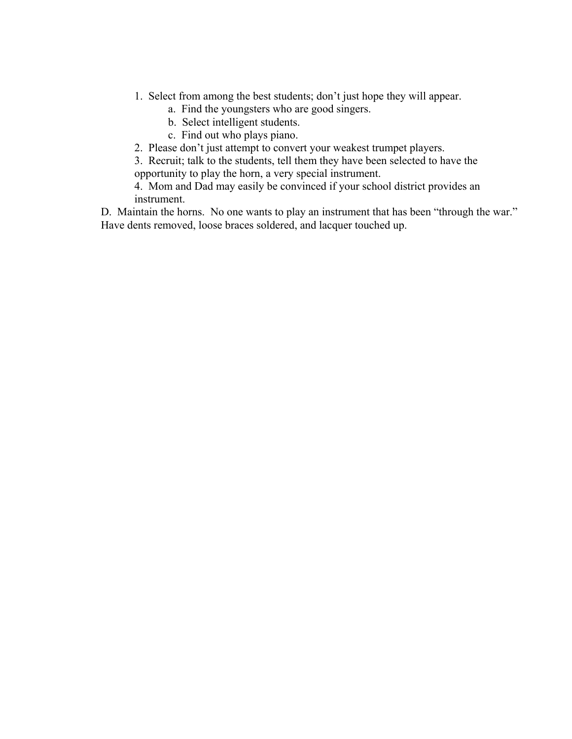1. Select from among the best students; don't just hope they will appear.
    a. Find the youngsters who are good singers.
    b. Select intelligent students.
    c. Find out who plays piano.
2. Please don't just attempt to convert your weakest trumpet players.
3. Recruit; talk to the students, tell them they have been selected to have the opportunity to play the horn, a very special instrument.
4. Mom and Dad may easily be convinced if your school district provides an instrument.

D. Maintain the horns. No one wants to play an instrument that has been "through the war." Have dents removed, loose braces soldered, and lacquer touched up.